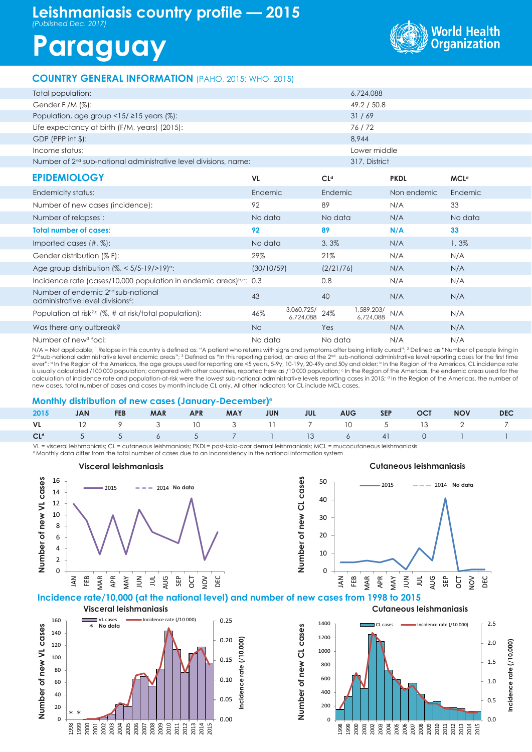# Leishmaniasis country profile — 2015

*(Published Dec. 2017)*

# Paraguay

World Health Organization

## COUNTRY GENERAL INFORMATION (PAHO, 2015; WHO, 2015)

| | |
|---|---|
| Total population: | 6,724,088 |
| Gender F /M (%): | 49.2 / 50.8 |
| Population, age group <15/ ≥15 years (%): | 31 / 69 |
| Life expectancy at birth (F/M, years) (2015): | 76 / 72 |
| GDP (PPP int $): | 8,944 |
| Income status: | Lower middle |
| Number of 2nd sub-national administrative level divisions, name: | 317, District |

## EPIDEMIOLOGY

| | VL | CL[d] | PKDL | MCL[d] |
|---|---|---|---|---|
| Endemicity status: | Endemic | Endemic | Non endemic | Endemic |
| Number of new cases (incidence): | 92 | 89 | N/A | 33 |
| Number of relapses[1]: | No data | No data | N/A | No data |
| **Total number of cases:** | **92** | **89** | **N/A** | **33** |
| Imported cases (#, %): | No data | 3, 3% | N/A | 1, 3% |
| Gender distribution (% F): | 29% | 21% | N/A | N/A |
| Age group distribution (%, < 5/5-19/>19)[a]: | (30/10/59) | (2/21/76) | N/A | N/A |
| Incidence rate (cases/10,000 population in endemic areas)[b,c]: | 0.3 | 0.8 | N/A | N/A |
| Number of endemic 2nd sub-national administrative level divisions[c]: | 43 | 40 | N/A | N/A |
| Population at risk[2,c] (%, # at risk/total population): | 46% 3,060,725/ 6,724,088 | 24% 1,589,203/ 6,724,088 | N/A | N/A |
| Was there any outbreak? | No | Yes | N/A | N/A |
| Number of new[3] foci: | No data | No data | N/A | N/A |

N/A = Not applicable; [1] Relapse in this country is defined as: "A patient who returns with signs and symptoms after being intially cured"; [2] Defined as "Number of people living in 2nd sub-national administrative level endemic areas"; [3] Defined as "In this reporting period, an area at the 2nd sub-national administrative level reporting cases for the first time ever"; [a] In the Region of the Americas, the age groups used for reporting are <5 years, 5-9y, 10-19y, 20-49y and 50y and older; [b] In the Region of the Americas, CL incidence rate is usually calculated /100 000 population; compared with other countries, reported here as /10 000 population; [c] In the Region of the Americas, the endemic areas used for the calculation of incidence rate and population-at-risk were the lowest sub-national administrative levels reporting cases in 2015; [d] In the Region of the Americas, the number of new cases, total number of cases and cases by month include CL only. All other indicators for CL include MCL cases.

## Monthly distribution of new cases (January-December)[e]

| 2015 | JAN | FEB | MAR | APR | MAY | JUN | JUL | AUG | SEP | OCT | NOV | DEC |
|---|---|---|---|---|---|---|---|---|---|---|---|---|
| VL | 12 | 9 | 3 | 10 | 3 | 11 | 7 | 10 | 5 | 13 | 2 | 7 |
| CL[d] | 5 | 5 | 6 | 5 | 7 | 1 | 13 | 6 | 41 | 0 | 1 | 1 |

VL = visceral leishmaniasis; CL = cutaneous leishmaniasis; PKDL= post-kala-azar dermal leishmaniasis; MCL = mucocutaneous leishmaniasis

[e] Monthly data differ from the total number of cases due to an inconsistency in the national information system

### Visceral leishmaniasis

Number of new VL cases — 2015; 2014 No data

### Cutaneous leishmaniasis

Number of new CL cases — 2015; 2014 No data

## Incidence rate/10,000 (at the national level) and number of new cases from 1998 to 2015

### Visceral leishmaniasis

VL cases; Incidence rate (/10 000); * No data

### Cutaneous leishmaniasis

CL cases; Incidence rate (/10 000)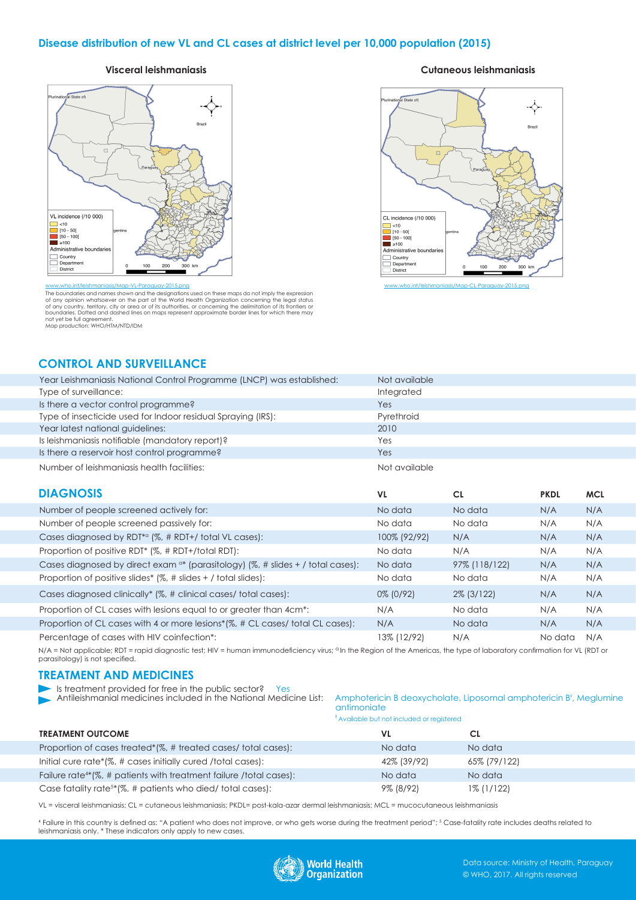## Disease distribution of new VL and CL cases at district level per 10,000 population (2015)

### Visceral leishmaniasis

Plurinational State of)

Brazil

Paraguay

gentina

VL incidence (/10 000)
<10
[10 - 50[
[50 - 100[
≥100
Administrative boundaries
Country
Department
District

0 100 200 300 km

www.who.int/leishmaniasis/Map-VL-Paraguay-2015.png

The boundaries and names shown and the designations used on these maps do not imply the expression of any opinion whatsoever on the part of the World Health Organization concerning the legal status of any country, territory, city or area or of its authorities, or concerning the delimitation of its frontiers or boundaries. Dotted and dashed lines on maps represent approximate border lines for which there may not yet be full agreement.
Map production: WHO/HTM/NTD/IDM

### Cutaneous leishmaniasis

Plurinational State of)

Brazil

Paraguay

gentina

CL incidence (/10 000)
<10
[10 - 50[
[50 - 100[
≥100
Administrative boundaries
Country
Department
District

0 100 200 300 km

www.who.int/leishmaniasis/Map-CL-Paraguay-2015.png

## CONTROL AND SURVEILLANCE

| | |
|---|---|
| Year Leishmaniasis National Control Programme (LNCP) was established: | Not available |
| Type of surveillance: | Integrated |
| Is there a vector control programme? | Yes |
| Type of insecticide used for Indoor residual Spraying (IRS): | Pyrethroid |
| Year latest national guidelines: | 2010 |
| Is leishmaniasis notifiable (mandatory report)? | Yes |
| Is there a reservoir host control programme? | Yes |
| Number of leishmaniasis health facilities: | Not available |

## DIAGNOSIS

| | VL | CL | PKDL | MCL |
|---|---|---|---|---|
| Number of people screened actively for: | No data | No data | N/A | N/A |
| Number of people screened passively for: | No data | No data | N/A | N/A |
| Cases diagnosed by RDT*[a] (%, # RDT+/ total VL cases): | 100% (92/92) | N/A | N/A | N/A |
| Proportion of positive RDT* (%, # RDT+/total RDT): | No data | N/A | N/A | N/A |
| Cases diagnosed by direct exam [a]* (parasitology) (%, # slides + / total cases): | No data | 97% (118/122) | N/A | N/A |
| Proportion of positive slides* (%, # slides + / total slides): | No data | No data | N/A | N/A |
| Cases diagnosed clinically* (%, # clinical cases/ total cases): | 0% (0/92) | 2% (3/122) | N/A | N/A |
| Proportion of CL cases with lesions equal to or greater than 4cm*: | N/A | No data | N/A | N/A |
| Proportion of CL cases with 4 or more lesions*(%, # CL cases/ total CL cases): | N/A | No data | N/A | N/A |
| Percentage of cases with HIV coinfection*: | 13% (12/92) | N/A | No data | N/A |

N/A = Not applicable; RDT = rapid diagnostic test; HIV = human immunodeficiency virus; [a] In the Region of the Americas, the type of laboratory confirmation for VL (RDT or parasitology) is not specified.

## TREATMENT AND MEDICINES

- Is treatment provided for free in the public sector? Yes
- Antileishmanial medicines included in the National Medicine List: Amphotericin B deoxycholate, Liposomal amphotericin B[‡], Meglumine antimoniate

[‡] Available but not included or registered

| TREATMENT OUTCOME | VL | CL |
|---|---|---|
| Proportion of cases treated*(%, # treated cases/ total cases): | No data | No data |
| Initial cure rate*(%, # cases initially cured /total cases): | 42% (39/92) | 65% (79/122) |
| Failure rate[4]*(%, # patients with treatment failure /total cases): | No data | No data |
| Case fatality rate[5]*(%, # patients who died/ total cases): | 9% (8/92) | 1% (1/122) |

VL = visceral leishmaniasis; CL = cutaneous leishmaniasis; PKDL= post-kala-azar dermal leishmaniasis; MCL = mucocutaneous leishmaniasis

[4] Failure in this country is defined as: "A patient who does not improve, or who gets worse during the treatment period"; [5] Case-fatality rate includes deaths related to leishmaniasis only. * These indicators only apply to new cases.

World Health Organization

Data source: Ministry of Health, Paraguay
© WHO, 2017. All rights reserved